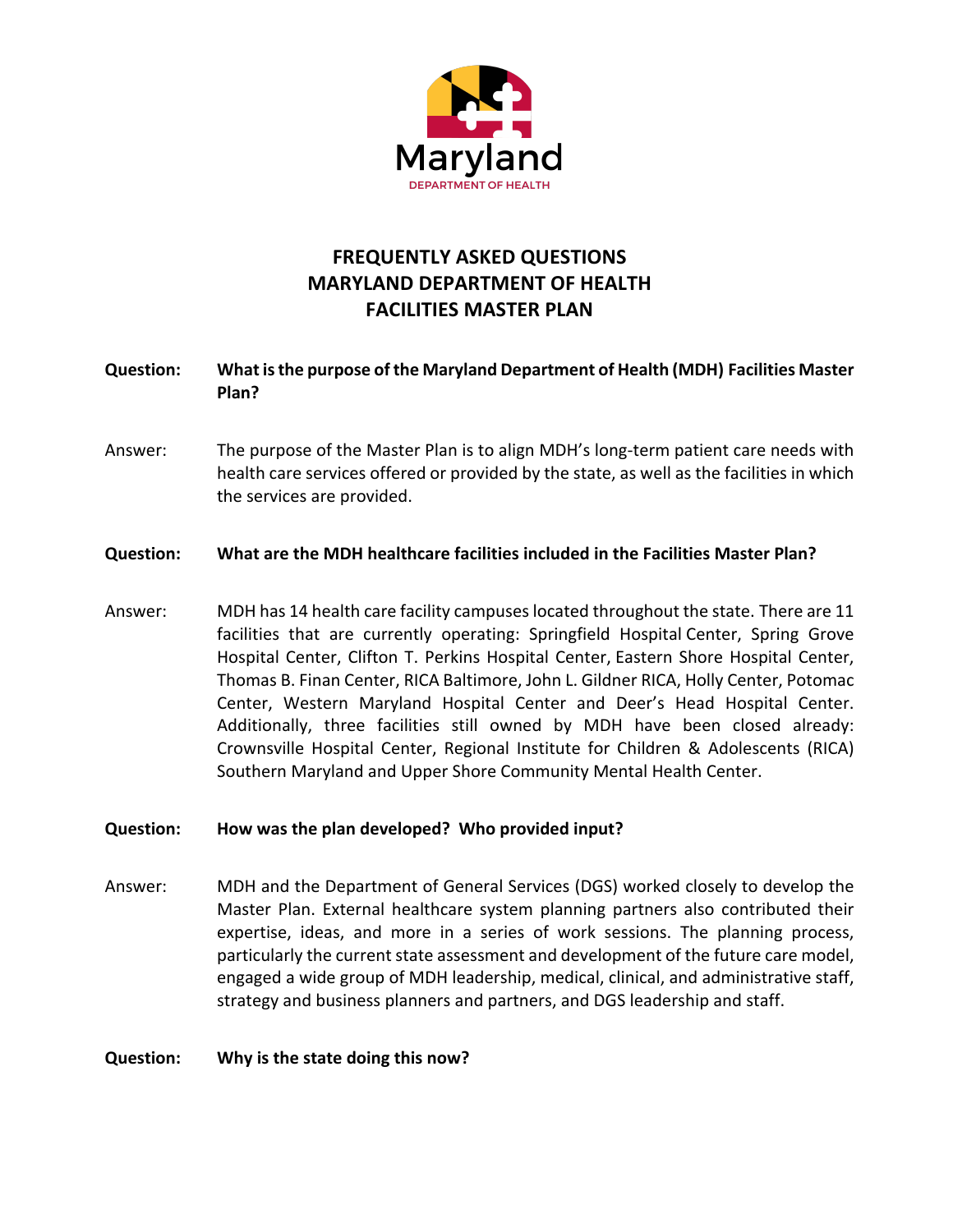Maryland
DEPARTMENT OF HEALTH

# FREQUENTLY ASKED QUESTIONS
# MARYLAND DEPARTMENT OF HEALTH
# FACILITIES MASTER PLAN

**Question: What is the purpose of the Maryland Department of Health (MDH) Facilities Master Plan?**

Answer: The purpose of the Master Plan is to align MDH's long-term patient care needs with health care services offered or provided by the state, as well as the facilities in which the services are provided.

**Question: What are the MDH healthcare facilities included in the Facilities Master Plan?**

Answer: MDH has 14 health care facility campuses located throughout the state. There are 11 facilities that are currently operating: Springfield Hospital Center, Spring Grove Hospital Center, Clifton T. Perkins Hospital Center, Eastern Shore Hospital Center, Thomas B. Finan Center, RICA Baltimore, John L. Gildner RICA, Holly Center, Potomac Center, Western Maryland Hospital Center and Deer's Head Hospital Center. Additionally, three facilities still owned by MDH have been closed already: Crownsville Hospital Center, Regional Institute for Children & Adolescents (RICA) Southern Maryland and Upper Shore Community Mental Health Center.

**Question: How was the plan developed? Who provided input?**

Answer: MDH and the Department of General Services (DGS) worked closely to develop the Master Plan. External healthcare system planning partners also contributed their expertise, ideas, and more in a series of work sessions. The planning process, particularly the current state assessment and development of the future care model, engaged a wide group of MDH leadership, medical, clinical, and administrative staff, strategy and business planners and partners, and DGS leadership and staff.

**Question: Why is the state doing this now?**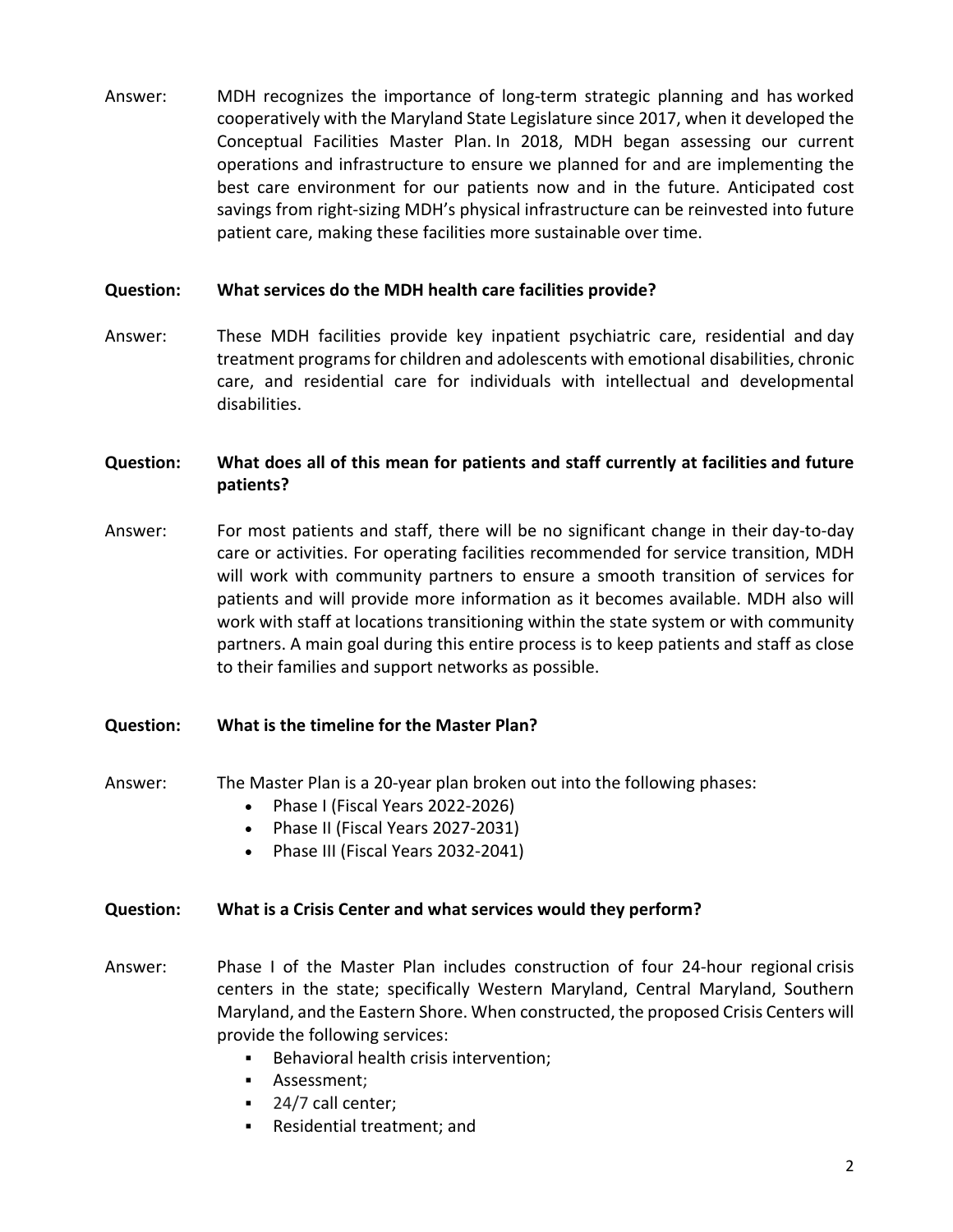Answer: MDH recognizes the importance of long-term strategic planning and has worked cooperatively with the Maryland State Legislature since 2017, when it developed the Conceptual Facilities Master Plan. In 2018, MDH began assessing our current operations and infrastructure to ensure we planned for and are implementing the best care environment for our patients now and in the future. Anticipated cost savings from right-sizing MDH's physical infrastructure can be reinvested into future patient care, making these facilities more sustainable over time.

**Question: What services do the MDH health care facilities provide?**

Answer: These MDH facilities provide key inpatient psychiatric care, residential and day treatment programs for children and adolescents with emotional disabilities, chronic care, and residential care for individuals with intellectual and developmental disabilities.

**Question: What does all of this mean for patients and staff currently at facilities and future patients?**

Answer: For most patients and staff, there will be no significant change in their day-to-day care or activities. For operating facilities recommended for service transition, MDH will work with community partners to ensure a smooth transition of services for patients and will provide more information as it becomes available. MDH also will work with staff at locations transitioning within the state system or with community partners. A main goal during this entire process is to keep patients and staff as close to their families and support networks as possible.

**Question: What is the timeline for the Master Plan?**

Answer: The Master Plan is a 20-year plan broken out into the following phases:

- Phase I (Fiscal Years 2022-2026)
- Phase II (Fiscal Years 2027-2031)
- Phase III (Fiscal Years 2032-2041)

**Question: What is a Crisis Center and what services would they perform?**

Answer: Phase I of the Master Plan includes construction of four 24-hour regional crisis centers in the state; specifically Western Maryland, Central Maryland, Southern Maryland, and the Eastern Shore. When constructed, the proposed Crisis Centers will provide the following services:

- Behavioral health crisis intervention;
- Assessment;
- 24/7 call center;
- Residential treatment; and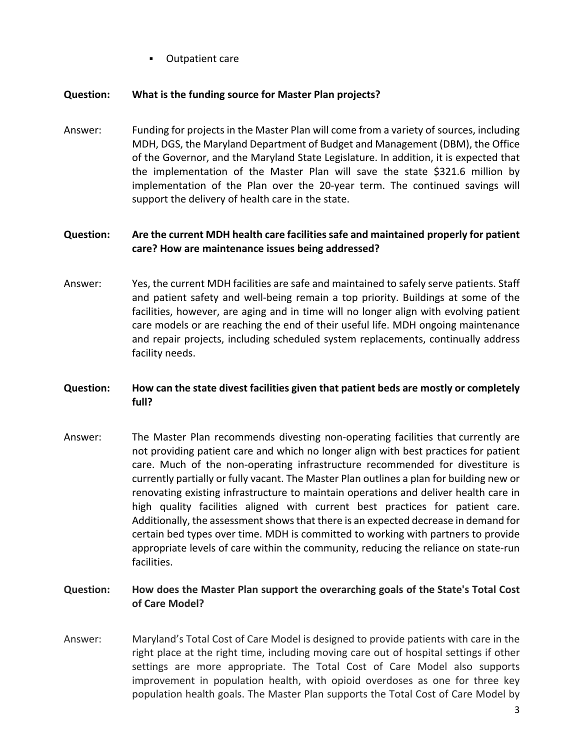- Outpatient care

**Question: What is the funding source for Master Plan projects?**

Answer: Funding for projects in the Master Plan will come from a variety of sources, including MDH, DGS, the Maryland Department of Budget and Management (DBM), the Office of the Governor, and the Maryland State Legislature. In addition, it is expected that the implementation of the Master Plan will save the state $321.6 million by implementation of the Plan over the 20-year term. The continued savings will support the delivery of health care in the state.

**Question: Are the current MDH health care facilities safe and maintained properly for patient care? How are maintenance issues being addressed?**

Answer: Yes, the current MDH facilities are safe and maintained to safely serve patients. Staff and patient safety and well-being remain a top priority. Buildings at some of the facilities, however, are aging and in time will no longer align with evolving patient care models or are reaching the end of their useful life. MDH ongoing maintenance and repair projects, including scheduled system replacements, continually address facility needs.

**Question: How can the state divest facilities given that patient beds are mostly or completely full?**

Answer: The Master Plan recommends divesting non-operating facilities that currently are not providing patient care and which no longer align with best practices for patient care. Much of the non-operating infrastructure recommended for divestiture is currently partially or fully vacant. The Master Plan outlines a plan for building new or renovating existing infrastructure to maintain operations and deliver health care in high quality facilities aligned with current best practices for patient care. Additionally, the assessment shows that there is an expected decrease in demand for certain bed types over time. MDH is committed to working with partners to provide appropriate levels of care within the community, reducing the reliance on state-run facilities.

**Question: How does the Master Plan support the overarching goals of the State's Total Cost of Care Model?**

Answer: Maryland's Total Cost of Care Model is designed to provide patients with care in the right place at the right time, including moving care out of hospital settings if other settings are more appropriate. The Total Cost of Care Model also supports improvement in population health, with opioid overdoses as one for three key population health goals. The Master Plan supports the Total Cost of Care Model by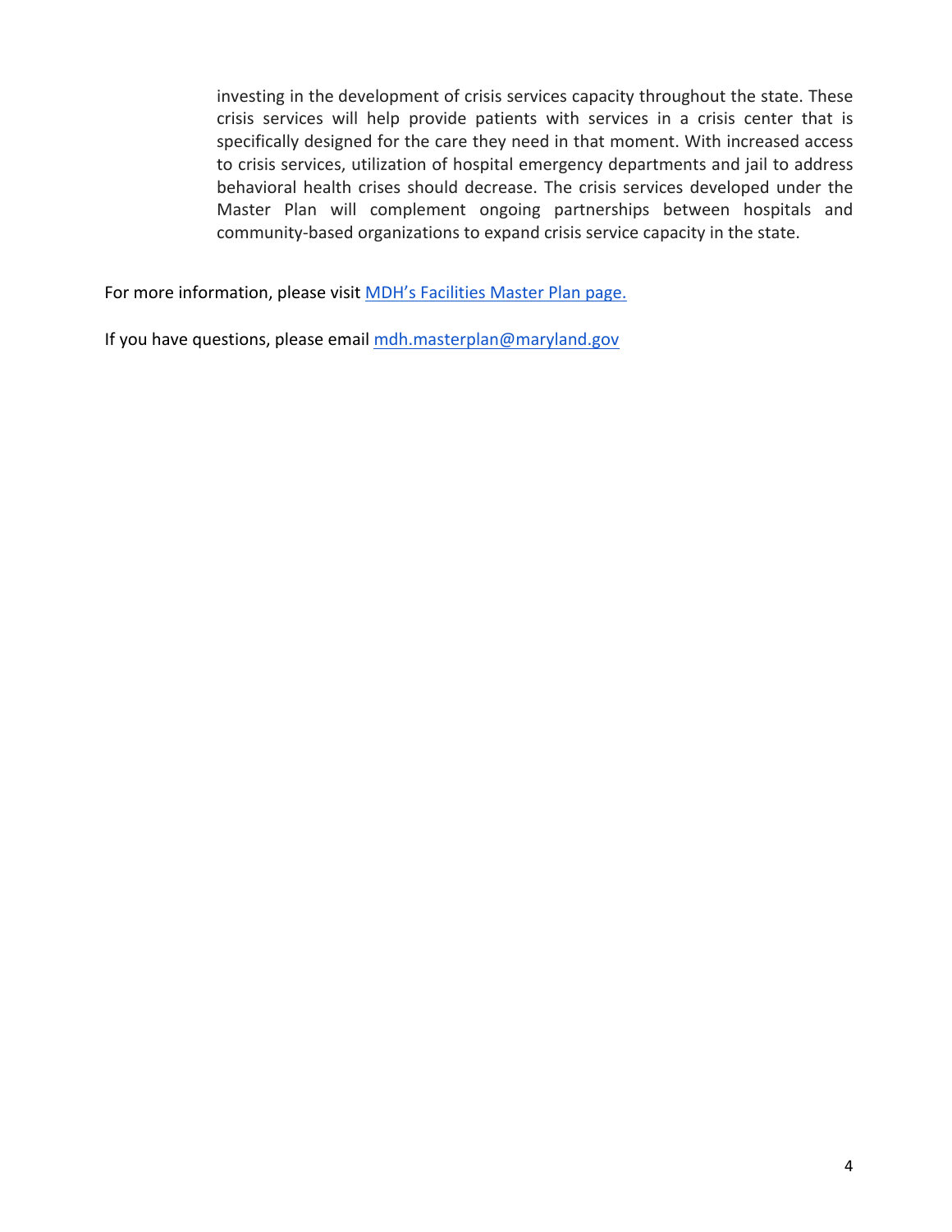investing in the development of crisis services capacity throughout the state. These crisis services will help provide patients with services in a crisis center that is specifically designed for the care they need in that moment. With increased access to crisis services, utilization of hospital emergency departments and jail to address behavioral health crises should decrease. The crisis services developed under the Master Plan will complement ongoing partnerships between hospitals and community-based organizations to expand crisis service capacity in the state.

For more information, please visit [MDH's Facilities Master Plan page.]()

If you have questions, please email [mdh.masterplan@maryland.gov](mailto:mdh.masterplan@maryland.gov)